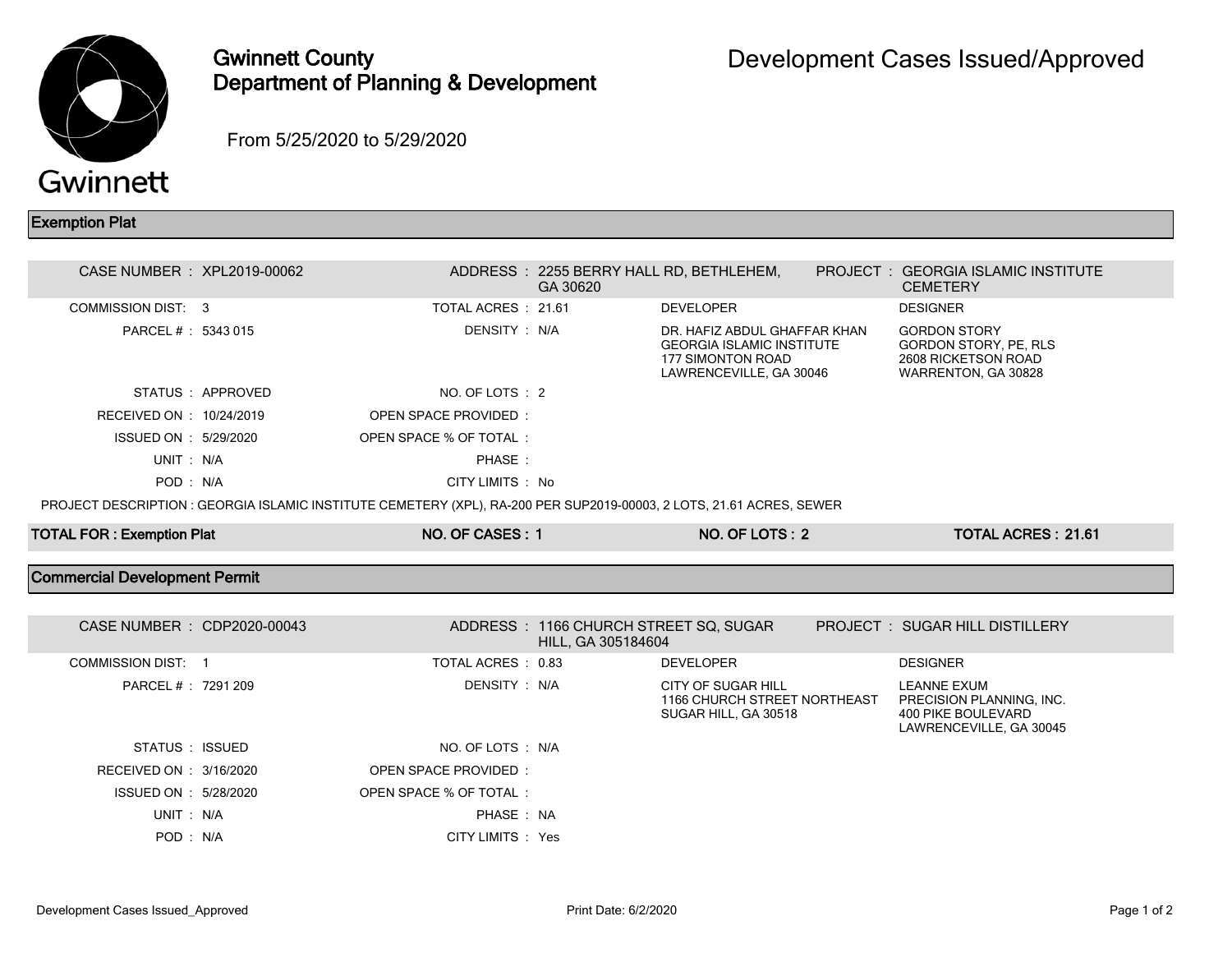# Gwinnett County Department of Planning & Development

# Development Cases Issued/Approved

From 5/25/2020 to 5/29/2020

## Exemption Plat

| | | | | | |
|---|---|---|---|---|---|
| CASE NUMBER : | XPL2019-00062 | ADDRESS : | 2255 BERRY HALL RD, BETHLEHEM, GA 30620 | PROJECT : | GEORGIA ISLAMIC INSTITUTE CEMETERY |
| COMMISSION DIST: | 3 | TOTAL ACRES : | 21.61 | DEVELOPER | DESIGNER |
| PARCEL # : | 5343 015 | DENSITY : | N/A | DR. HAFIZ ABDUL GHAFFAR KHAN<br>GEORGIA ISLAMIC INSTITUTE<br>177 SIMONTON ROAD<br>LAWRENCEVILLE, GA 30046 | GORDON STORY<br>GORDON STORY, PE, RLS<br>2608 RICKETSON ROAD<br>WARRENTON, GA 30828 |
| STATUS : | APPROVED | NO. OF LOTS : | 2 | | |
| RECEIVED ON : | 10/24/2019 | OPEN SPACE PROVIDED : | | | |
| ISSUED ON : | 5/29/2020 | OPEN SPACE % OF TOTAL : | | | |
| UNIT : | N/A | PHASE : | | | |
| POD : | N/A | CITY LIMITS : | No | | |

PROJECT DESCRIPTION : GEORGIA ISLAMIC INSTITUTE CEMETERY (XPL), RA-200 PER SUP2019-00003, 2 LOTS, 21.61 ACRES, SEWER

**TOTAL FOR : Exemption Plat** | **NO. OF CASES : 1** | **NO. OF LOTS : 2** | **TOTAL ACRES : 21.61**

## Commercial Development Permit

| | | | | | |
|---|---|---|---|---|---|
| CASE NUMBER : | CDP2020-00043 | ADDRESS : | 1166 CHURCH STREET SQ, SUGAR HILL, GA 305184604 | PROJECT : | SUGAR HILL DISTILLERY |
| COMMISSION DIST: | 1 | TOTAL ACRES : | 0.83 | DEVELOPER | DESIGNER |
| PARCEL # : | 7291 209 | DENSITY : | N/A | CITY OF SUGAR HILL<br>1166 CHURCH STREET NORTHEAST<br>SUGAR HILL, GA 30518 | LEANNE EXUM<br>PRECISION PLANNING, INC.<br>400 PIKE BOULEVARD<br>LAWRENCEVILLE, GA 30045 |
| STATUS : | ISSUED | NO. OF LOTS : | N/A | | |
| RECEIVED ON : | 3/16/2020 | OPEN SPACE PROVIDED : | | | |
| ISSUED ON : | 5/28/2020 | OPEN SPACE % OF TOTAL : | | | |
| UNIT : | N/A | PHASE : | NA | | |
| POD : | N/A | CITY LIMITS : | Yes | | |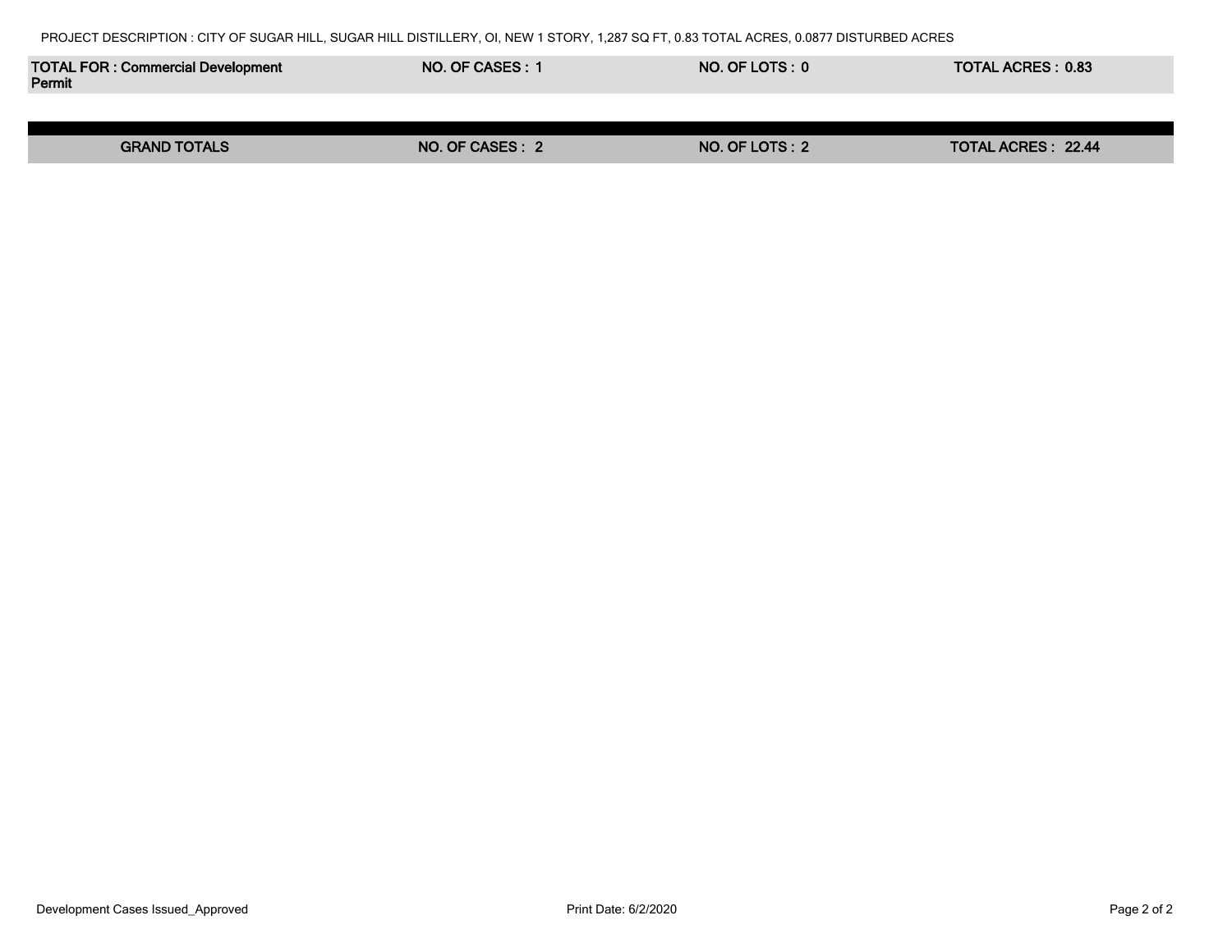PROJECT DESCRIPTION : CITY OF SUGAR HILL, SUGAR HILL DISTILLERY, OI, NEW 1 STORY, 1,287 SQ FT, 0.83 TOTAL ACRES, 0.0877 DISTURBED ACRES

| | | | |
|---|---|---|---|
| **TOTAL FOR : Commercial Development Permit** | **NO. OF CASES : 1** | **NO. OF LOTS : 0** | **TOTAL ACRES : 0.83** |

| | | | |
|---|---|---|---|
| **GRAND TOTALS** | **NO. OF CASES : 2** | **NO. OF LOTS : 2** | **TOTAL ACRES : 22.44** |